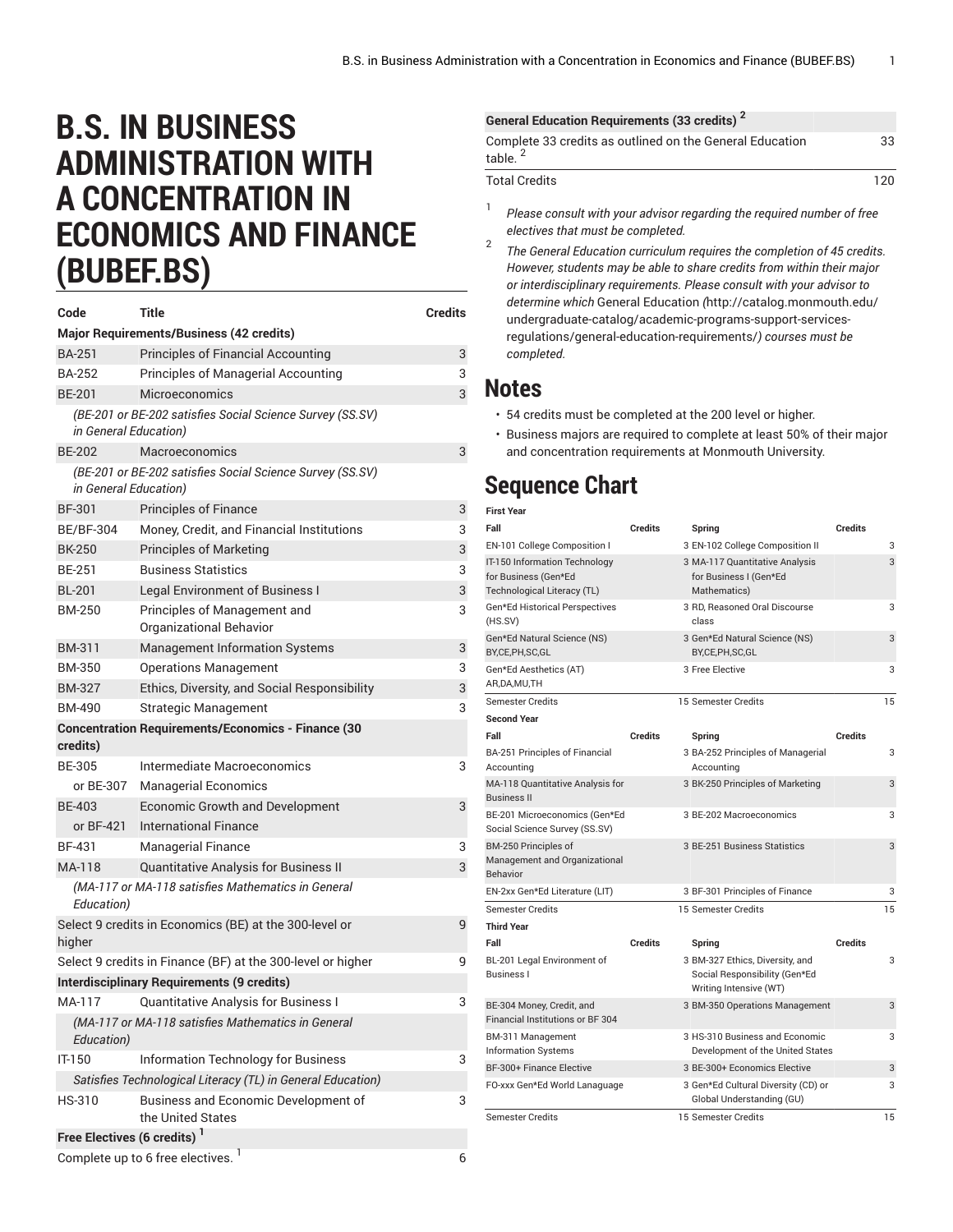# B.S. IN BUSINESS ADMINISTRATION WITH A CONCENTRATION IN ECONOMICS AND FINANCE (BUBEF.BS)

| Code | Title | Credits |
|---|---|---|
| **Major Requirements/Business (42 credits)** | | |
| BA-251 | Principles of Financial Accounting | 3 |
| BA-252 | Principles of Managerial Accounting | 3 |
| BE-201 | Microeconomics | 3 |
| *(BE-201 or BE-202 satisfies Social Science Survey (SS.SV) in General Education)* | | |
| BE-202 | Macroeconomics | 3 |
| *(BE-201 or BE-202 satisfies Social Science Survey (SS.SV) in General Education)* | | |
| BF-301 | Principles of Finance | 3 |
| BE/BF-304 | Money, Credit, and Financial Institutions | 3 |
| BK-250 | Principles of Marketing | 3 |
| BE-251 | Business Statistics | 3 |
| BL-201 | Legal Environment of Business I | 3 |
| BM-250 | Principles of Management and Organizational Behavior | 3 |
| BM-311 | Management Information Systems | 3 |
| BM-350 | Operations Management | 3 |
| BM-327 | Ethics, Diversity, and Social Responsibility | 3 |
| BM-490 | Strategic Management | 3 |
| **Concentration Requirements/Economics - Finance (30 credits)** | | |
| BE-305 | Intermediate Macroeconomics | 3 |
| or BE-307 | Managerial Economics | |
| BE-403 | Economic Growth and Development | 3 |
| or BF-421 | International Finance | |
| BF-431 | Managerial Finance | 3 |
| MA-118 | Quantitative Analysis for Business II | 3 |
| *(MA-117 or MA-118 satisfies Mathematics in General Education)* | | |
| Select 9 credits in Economics (BE) at the 300-level or higher | | 9 |
| Select 9 credits in Finance (BF) at the 300-level or higher | | 9 |
| **Interdisciplinary Requirements (9 credits)** | | |
| MA-117 | Quantitative Analysis for Business I | 3 |
| *(MA-117 or MA-118 satisfies Mathematics in General Education)* | | |
| IT-150 | Information Technology for Business | 3 |
| *Satisfies Technological Literacy (TL) in General Education)* | | |
| HS-310 | Business and Economic Development of the United States | 3 |
| **Free Electives (6 credits) [1]** | | |
| Complete up to 6 free electives. [1] | | 6 |
| **General Education Requirements (33 credits) [2]** | | |
| Complete 33 credits as outlined on the General Education table. [2] | | 33 |
| Total Credits | | 120 |

1. *Please consult with your advisor regarding the required number of free electives that must be completed.*
2. *The General Education curriculum requires the completion of 45 credits. However, students may be able to share credits from within their major or interdisciplinary requirements. Please consult with your advisor to determine which* General Education (http://catalog.monmouth.edu/undergraduate-catalog/academic-programs-support-services-regulations/general-education-requirements/) *courses must be completed.*

## Notes

- 54 credits must be completed at the 200 level or higher.
- Business majors are required to complete at least 50% of their major and concentration requirements at Monmouth University.

## Sequence Chart

| First Year | | | |
|---|---|---|---|
| **Fall** | **Credits** | **Spring** | **Credits** |
| EN-101 College Composition I | 3 | EN-102 College Composition II | 3 |
| IT-150 Information Technology for Business (Gen*Ed Technological Literacy (TL) | 3 | MA-117 Quantitative Analysis for Business I (Gen*Ed Mathematics) | 3 |
| Gen*Ed Historical Perspectives (HS.SV) | 3 | RD, Reasoned Oral Discourse class | 3 |
| Gen*Ed Natural Science (NS) BY,CE,PH,SC,GL | 3 | Gen*Ed Natural Science (NS) BY,CE,PH,SC,GL | 3 |
| Gen*Ed Aesthetics (AT) AR,DA,MU,TH | 3 | Free Elective | 3 |
| Semester Credits | 15 | Semester Credits | 15 |
| **Second Year** | | | |
| **Fall** | **Credits** | **Spring** | **Credits** |
| BA-251 Principles of Financial Accounting | 3 | BA-252 Principles of Managerial Accounting | 3 |
| MA-118 Quantitative Analysis for Business II | 3 | BK-250 Principles of Marketing | 3 |
| BE-201 Microeconomics (Gen*Ed Social Science Survey (SS.SV) | 3 | BE-202 Macroeconomics | 3 |
| BM-250 Principles of Management and Organizational Behavior | 3 | BE-251 Business Statistics | 3 |
| EN-2xx Gen*Ed Literature (LIT) | 3 | BF-301 Principles of Finance | 3 |
| Semester Credits | 15 | Semester Credits | 15 |
| **Third Year** | | | |
| **Fall** | **Credits** | **Spring** | **Credits** |
| BL-201 Legal Environment of Business I | 3 | BM-327 Ethics, Diversity, and Social Responsibility (Gen*Ed Writing Intensive (WT) | 3 |
| BE-304 Money, Credit, and Financial Institutions or BF 304 | 3 | BM-350 Operations Management | 3 |
| BM-311 Management Information Systems | 3 | HS-310 Business and Economic Development of the United States | 3 |
| BF-300+ Finance Elective | 3 | BE-300+ Economics Elective | 3 |
| FO-xxx Gen*Ed World Lanaguage | 3 | Gen*Ed Cultural Diversity (CD) or Global Understanding (GU) | 3 |
| Semester Credits | 15 | Semester Credits | 15 |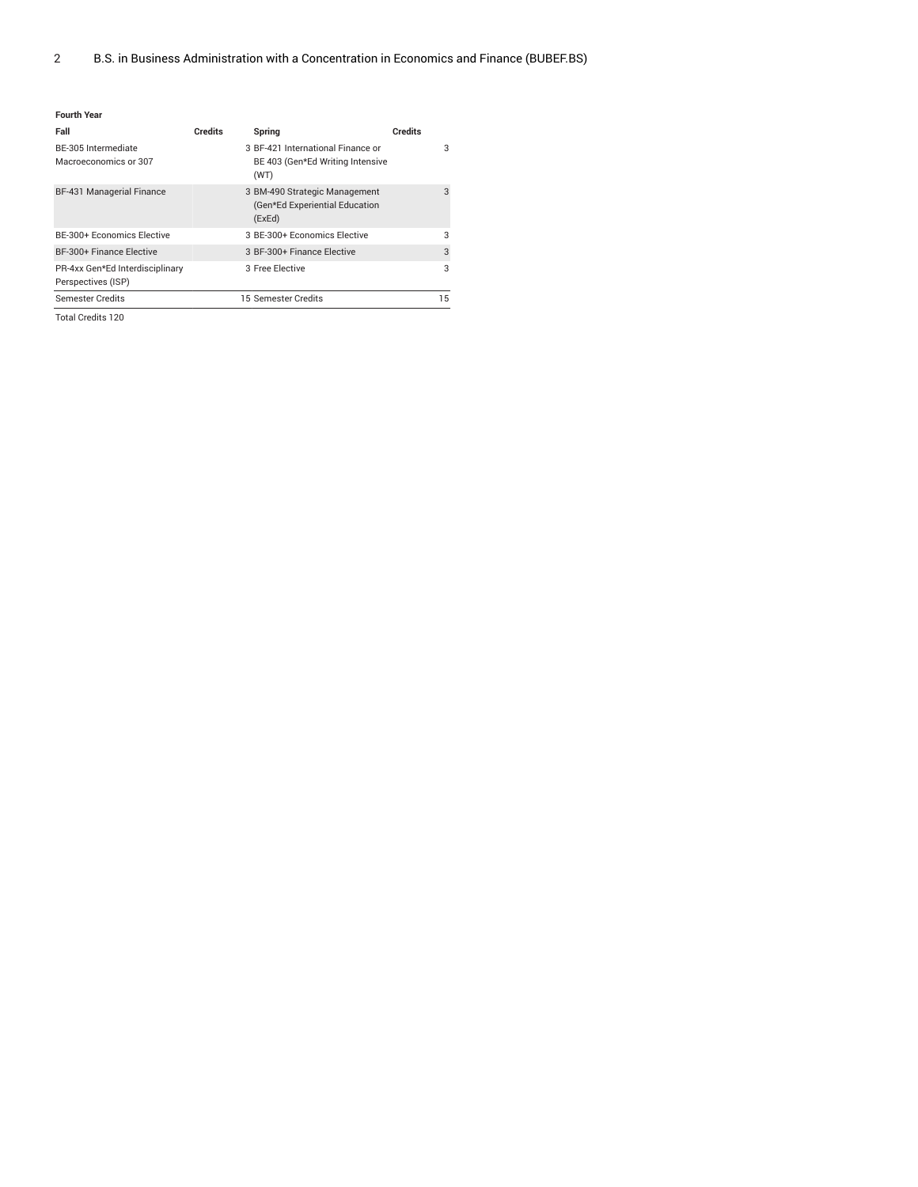**Fourth Year**

| Fall | Credits | Spring | Credits |
|---|---|---|---|
| BE-305 Intermediate Macroeconomics or 307 | 3 | BF-421 International Finance or BE 403 (Gen*Ed Writing Intensive (WT) | 3 |
| BF-431 Managerial Finance | 3 | BM-490 Strategic Management (Gen*Ed Experiential Education (ExEd) | 3 |
| BE-300+ Economics Elective | 3 | BE-300+ Economics Elective | 3 |
| BF-300+ Finance Elective | 3 | BF-300+ Finance Elective | 3 |
| PR-4xx Gen*Ed Interdisciplinary Perspectives (ISP) | 3 | Free Elective | 3 |
| Semester Credits | 15 | Semester Credits | 15 |

Total Credits 120